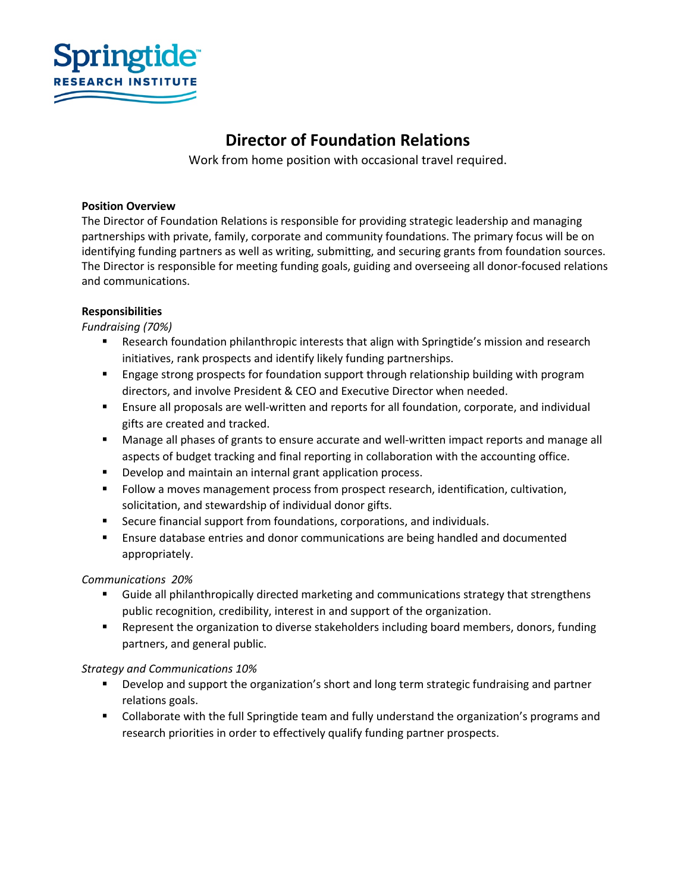Springtide™
RESEARCH INSTITUTE

# Director of Foundation Relations

Work from home position with occasional travel required.

**Position Overview**

The Director of Foundation Relations is responsible for providing strategic leadership and managing partnerships with private, family, corporate and community foundations. The primary focus will be on identifying funding partners as well as writing, submitting, and securing grants from foundation sources. The Director is responsible for meeting funding goals, guiding and overseeing all donor-focused relations and communications.

**Responsibilities**

*Fundraising (70%)*

- Research foundation philanthropic interests that align with Springtide's mission and research initiatives, rank prospects and identify likely funding partnerships.
- Engage strong prospects for foundation support through relationship building with program directors, and involve President & CEO and Executive Director when needed.
- Ensure all proposals are well-written and reports for all foundation, corporate, and individual gifts are created and tracked.
- Manage all phases of grants to ensure accurate and well-written impact reports and manage all aspects of budget tracking and final reporting in collaboration with the accounting office.
- Develop and maintain an internal grant application process.
- Follow a moves management process from prospect research, identification, cultivation, solicitation, and stewardship of individual donor gifts.
- Secure financial support from foundations, corporations, and individuals.
- Ensure database entries and donor communications are being handled and documented appropriately.

*Communications 20%*

- Guide all philanthropically directed marketing and communications strategy that strengthens public recognition, credibility, interest in and support of the organization.
- Represent the organization to diverse stakeholders including board members, donors, funding partners, and general public.

*Strategy and Communications 10%*

- Develop and support the organization's short and long term strategic fundraising and partner relations goals.
- Collaborate with the full Springtide team and fully understand the organization's programs and research priorities in order to effectively qualify funding partner prospects.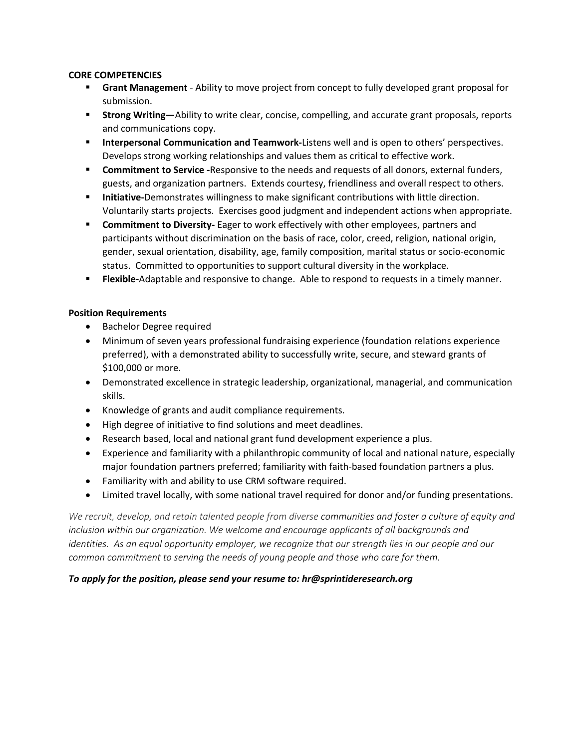**CORE COMPETENCIES**

- **Grant Management** - Ability to move project from concept to fully developed grant proposal for submission.
- **Strong Writing—**Ability to write clear, concise, compelling, and accurate grant proposals, reports and communications copy.
- **Interpersonal Communication and Teamwork-**Listens well and is open to others' perspectives. Develops strong working relationships and values them as critical to effective work.
- **Commitment to Service -**Responsive to the needs and requests of all donors, external funders, guests, and organization partners. Extends courtesy, friendliness and overall respect to others.
- **Initiative-**Demonstrates willingness to make significant contributions with little direction. Voluntarily starts projects. Exercises good judgment and independent actions when appropriate.
- **Commitment to Diversity-** Eager to work effectively with other employees, partners and participants without discrimination on the basis of race, color, creed, religion, national origin, gender, sexual orientation, disability, age, family composition, marital status or socio-economic status. Committed to opportunities to support cultural diversity in the workplace.
- **Flexible-**Adaptable and responsive to change. Able to respond to requests in a timely manner.

**Position Requirements**

- Bachelor Degree required
- Minimum of seven years professional fundraising experience (foundation relations experience preferred), with a demonstrated ability to successfully write, secure, and steward grants of $100,000 or more.
- Demonstrated excellence in strategic leadership, organizational, managerial, and communication skills.
- Knowledge of grants and audit compliance requirements.
- High degree of initiative to find solutions and meet deadlines.
- Research based, local and national grant fund development experience a plus.
- Experience and familiarity with a philanthropic community of local and national nature, especially major foundation partners preferred; familiarity with faith-based foundation partners a plus.
- Familiarity with and ability to use CRM software required.
- Limited travel locally, with some national travel required for donor and/or funding presentations.

*We recruit, develop, and retain talented people from diverse communities and foster a culture of equity and inclusion within our organization. We welcome and encourage applicants of all backgrounds and identities. As an equal opportunity employer, we recognize that our strength lies in our people and our common commitment to serving the needs of young people and those who care for them.*

***To apply for the position, please send your resume to: hr@sprintideresearch.org***